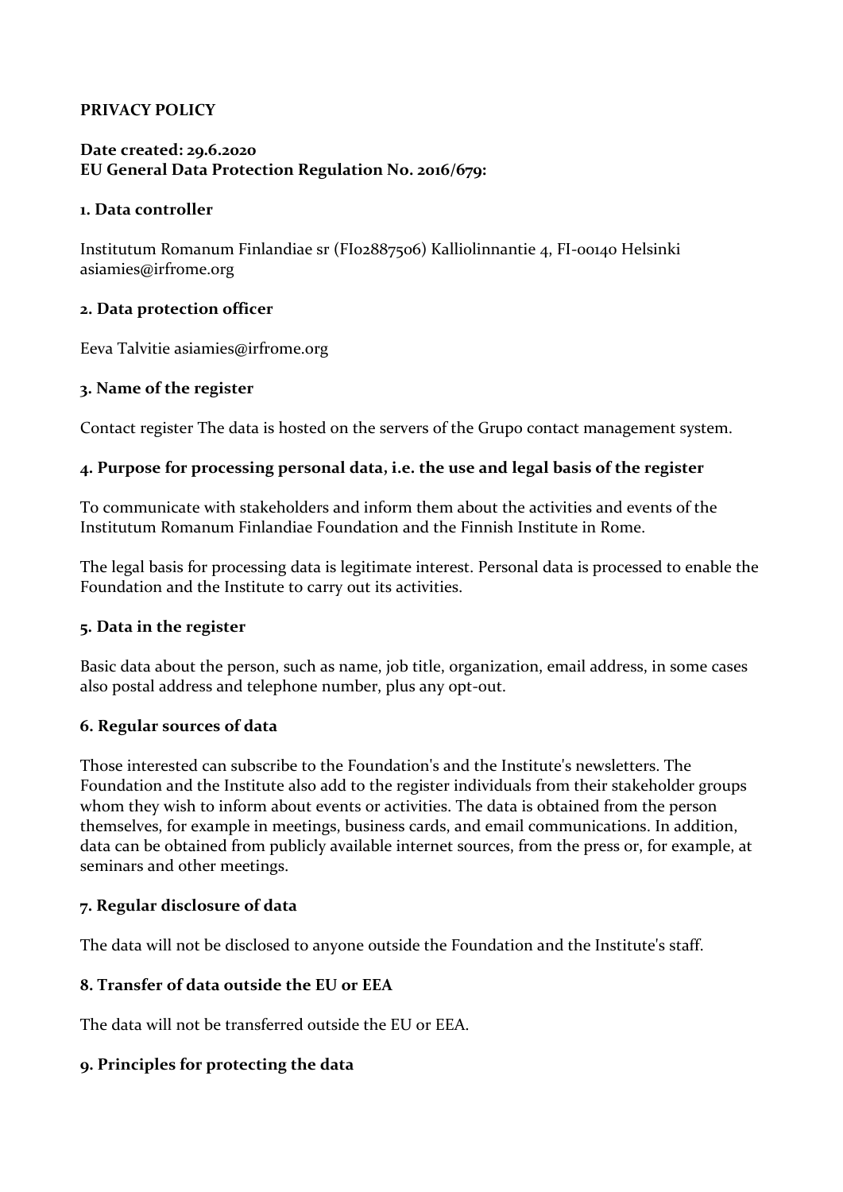**PRIVACY POLICY**

**Date created: 29.6.2020**
**EU General Data Protection Regulation No. 2016/679:**

**1. Data controller**

Institutum Romanum Finlandiae sr (FI02887506) Kalliolinnantie 4, FI-00140 Helsinki asiamies@irfrome.org

**2. Data protection officer**

Eeva Talvitie asiamies@irfrome.org

**3. Name of the register**

Contact register The data is hosted on the servers of the Grupo contact management system.

**4. Purpose for processing personal data, i.e. the use and legal basis of the register**

To communicate with stakeholders and inform them about the activities and events of the Institutum Romanum Finlandiae Foundation and the Finnish Institute in Rome.

The legal basis for processing data is legitimate interest. Personal data is processed to enable the Foundation and the Institute to carry out its activities.

**5. Data in the register**

Basic data about the person, such as name, job title, organization, email address, in some cases also postal address and telephone number, plus any opt-out.

**6. Regular sources of data**

Those interested can subscribe to the Foundation's and the Institute's newsletters. The Foundation and the Institute also add to the register individuals from their stakeholder groups whom they wish to inform about events or activities. The data is obtained from the person themselves, for example in meetings, business cards, and email communications. In addition, data can be obtained from publicly available internet sources, from the press or, for example, at seminars and other meetings.

**7. Regular disclosure of data**

The data will not be disclosed to anyone outside the Foundation and the Institute's staff.

**8. Transfer of data outside the EU or EEA**

The data will not be transferred outside the EU or EEA.

**9. Principles for protecting the data**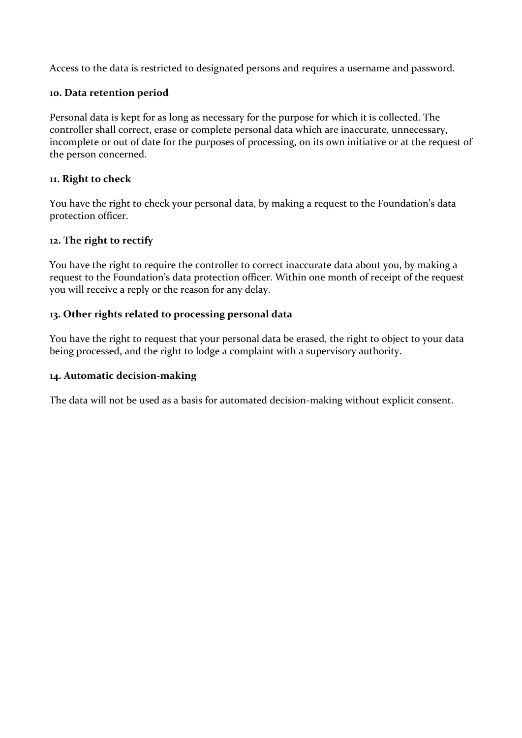Access to the data is restricted to designated persons and requires a username and password.

**10. Data retention period**

Personal data is kept for as long as necessary for the purpose for which it is collected. The controller shall correct, erase or complete personal data which are inaccurate, unnecessary, incomplete or out of date for the purposes of processing, on its own initiative or at the request of the person concerned.

**11. Right to check**

You have the right to check your personal data, by making a request to the Foundation's data protection officer.

**12. The right to rectify**

You have the right to require the controller to correct inaccurate data about you, by making a request to the Foundation's data protection officer. Within one month of receipt of the request you will receive a reply or the reason for any delay.

**13. Other rights related to processing personal data**

You have the right to request that your personal data be erased, the right to object to your data being processed, and the right to lodge a complaint with a supervisory authority.

**14. Automatic decision-making**

The data will not be used as a basis for automated decision-making without explicit consent.